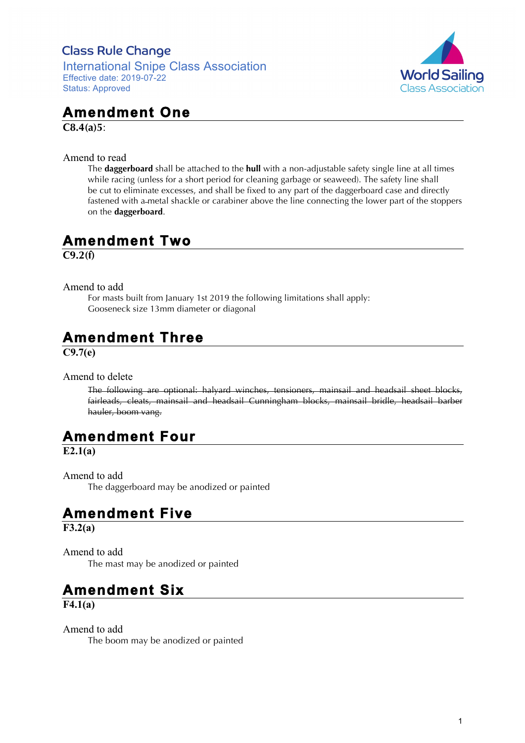Class Rule Change

International Snipe Class Association

Effective date: 2019-07-22

Status: Approved

World Sailing Class Association

# Amendment One

**C8.4(a)5**:

Amend to read

The **daggerboard** shall be attached to the **hull** with a non-adjustable safety single line at all times while racing (unless for a short period for cleaning garbage or seaweed). The safety line shall be cut to eliminate excesses, and shall be fixed to any part of the daggerboard case and directly fastened with ~~a~~ metal shackle or carabiner above the line connecting the lower part of the stoppers on the **daggerboard**.

# Amendment Two

**C9.2(f)**

Amend to add

For masts built from January 1st 2019 the following limitations shall apply:
Gooseneck size 13mm diameter or diagonal

# Amendment Three

**C9.7(e)**

Amend to delete

~~The following are optional: halyard winches, tensioners, mainsail and headsail sheet blocks, fairleads, cleats, mainsail and headsail Cunningham blocks, mainsail bridle, headsail barber hauler, boom vang.~~

# Amendment Four

**E2.1(a)**

Amend to add

The daggerboard may be anodized or painted

# Amendment Five

**F3.2(a)**

Amend to add

The mast may be anodized or painted

# Amendment Six

**F4.1(a)**

Amend to add

The boom may be anodized or painted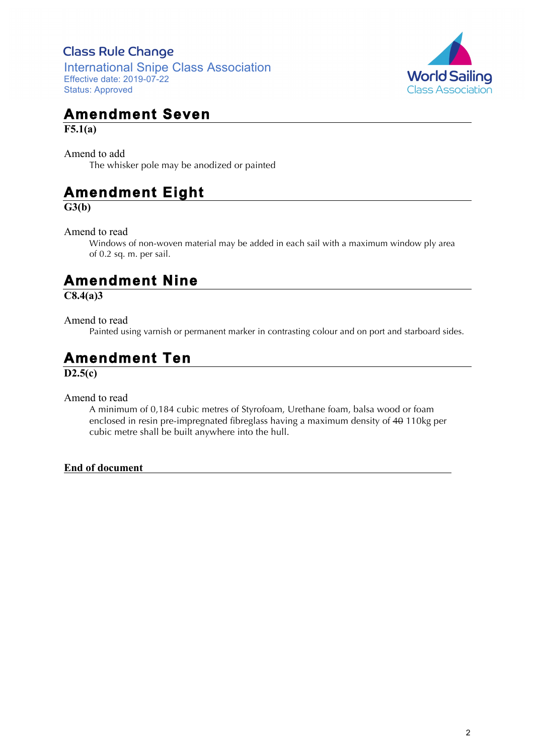Class Rule Change

International Snipe Class Association

Effective date: 2019-07-22

Status: Approved

## Amendment Seven

**F5.1(a)**

Amend to add

The whisker pole may be anodized or painted

## Amendment Eight

**G3(b)**

Amend to read

Windows of non-woven material may be added in each sail with a maximum window ply area of 0.2 sq. m. per sail.

## Amendment Nine

**C8.4(a)3**

Amend to read

Painted using varnish or permanent marker in contrasting colour and on port and starboard sides.

## Amendment Ten

**D2.5(c)**

Amend to read

A minimum of 0,184 cubic metres of Styrofoam, Urethane foam, balsa wood or foam enclosed in resin pre-impregnated fibreglass having a maximum density of ~~40~~ 110kg per cubic metre shall be built anywhere into the hull.

**End of document**